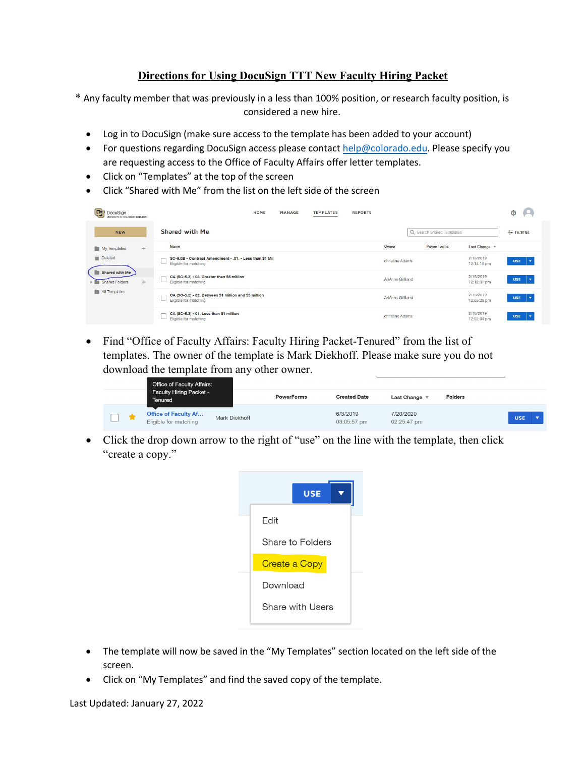# Directions for Using DocuSign TTT New Faculty Hiring Packet

* Any faculty member that was previously in a less than 100% position, or research faculty position, is considered a new hire.

- Log in to DocuSign (make sure access to the template has been added to your account)
- For questions regarding DocuSign access please contact help@colorado.edu. Please specify you are requesting access to the Office of Faculty Affairs offer letter templates.
- Click on "Templates" at the top of the screen
- Click "Shared with Me" from the list on the left side of the screen

- Find "Office of Faculty Affairs: Faculty Hiring Packet-Tenured" from the list of templates. The owner of the template is Mark Diekhoff. Please make sure you do not download the template from any other owner.

- Click the drop down arrow to the right of "use" on the line with the template, then click "create a copy."

- The template will now be saved in the "My Templates" section located on the left side of the screen.
- Click on "My Templates" and find the saved copy of the template.

Last Updated: January 27, 2022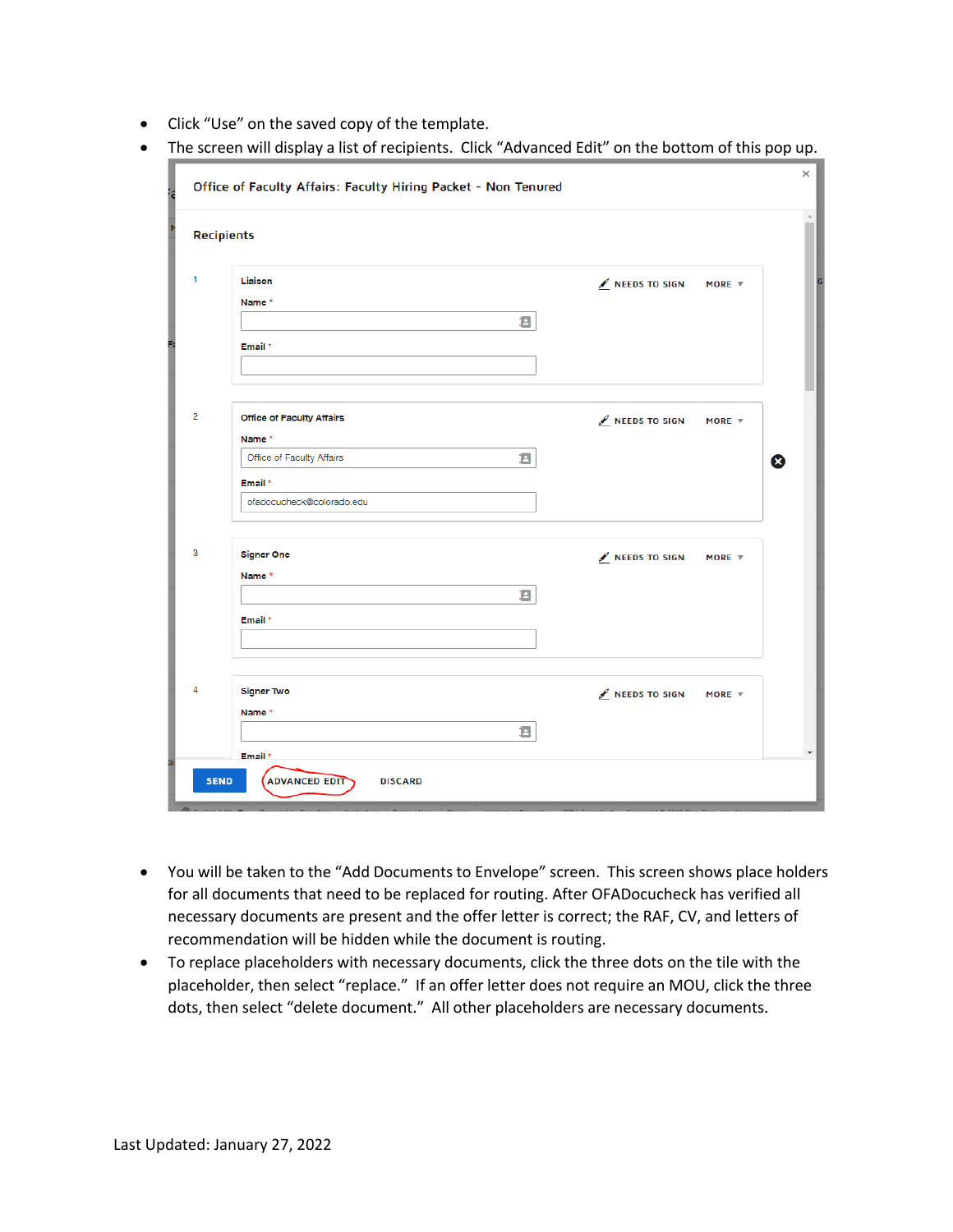- Click "Use" on the saved copy of the template.
- The screen will display a list of recipients. Click "Advanced Edit" on the bottom of this pop up.

- You will be taken to the "Add Documents to Envelope" screen. This screen shows place holders for all documents that need to be replaced for routing. After OFADocucheck has verified all necessary documents are present and the offer letter is correct; the RAF, CV, and letters of recommendation will be hidden while the document is routing.
- To replace placeholders with necessary documents, click the three dots on the tile with the placeholder, then select "replace." If an offer letter does not require an MOU, click the three dots, then select "delete document." All other placeholders are necessary documents.

Last Updated: January 27, 2022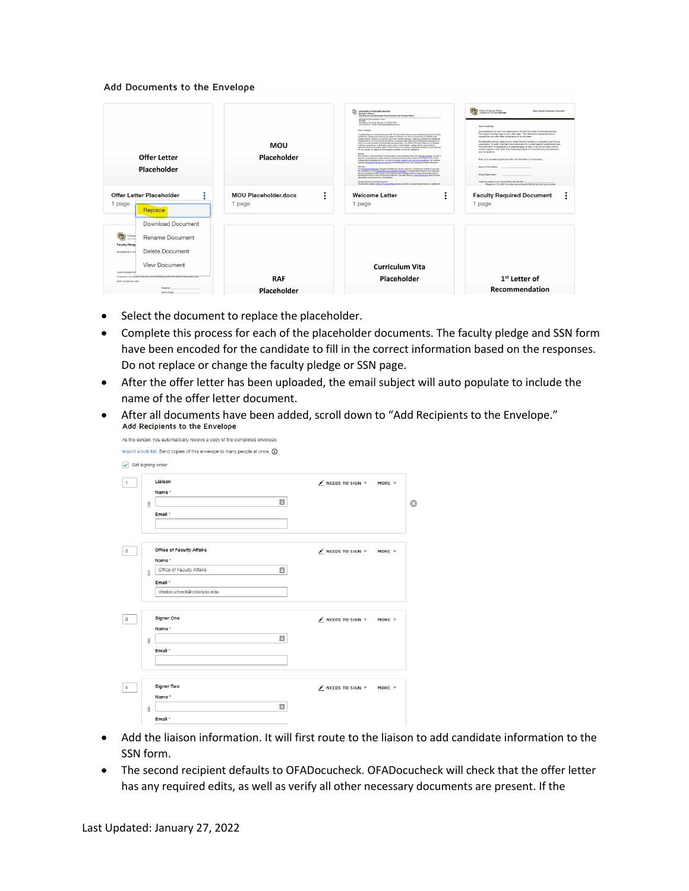Add Documents to the Envelope

| Offer Letter Placeholder | MOU Placeholder | Welcome Letter | Faculty Required Document |
|---|---|---|---|
| Offer Letter Placeholder, 1 page | MOU Placeholder.docx, 1 page | Welcome Letter, 1 page | Faculty Required Document, 1 page |
| | RAF Placeholder | Curriculum Vita Placeholder | 1st Letter of Recommendation |

Replace
Download Document
Rename Document
Delete Document
View Document

- Select the document to replace the placeholder.
- Complete this process for each of the placeholder documents. The faculty pledge and SSN form have been encoded for the candidate to fill in the correct information based on the responses. Do not replace or change the faculty pledge or SSN page.
- After the offer letter has been uploaded, the email subject will auto populate to include the name of the offer letter document.
- After all documents have been added, scroll down to "Add Recipients to the Envelope."

Add Recipients to the Envelope

As the sender, you automatically receive a copy of the completed envelope.

Import a bulk list. Send copies of this envelope to many people at once.

Set signing order

1 Liaison — NEEDS TO SIGN — MORE
Name *
Email *

2 Office of Faculty Affairs — NEEDS TO SIGN — MORE
Name * Office of Faculty Affairs
Email * ofadocucheck@colorado.edu

3 Signer One — NEEDS TO SIGN — MORE
Name *
Email *

4 Signer Two — NEEDS TO SIGN — MORE
Name *
Email *

- Add the liaison information. It will first route to the liaison to add candidate information to the SSN form.
- The second recipient defaults to OFADocucheck. OFADocucheck will check that the offer letter has any required edits, as well as verify all other necessary documents are present. If the

Last Updated: January 27, 2022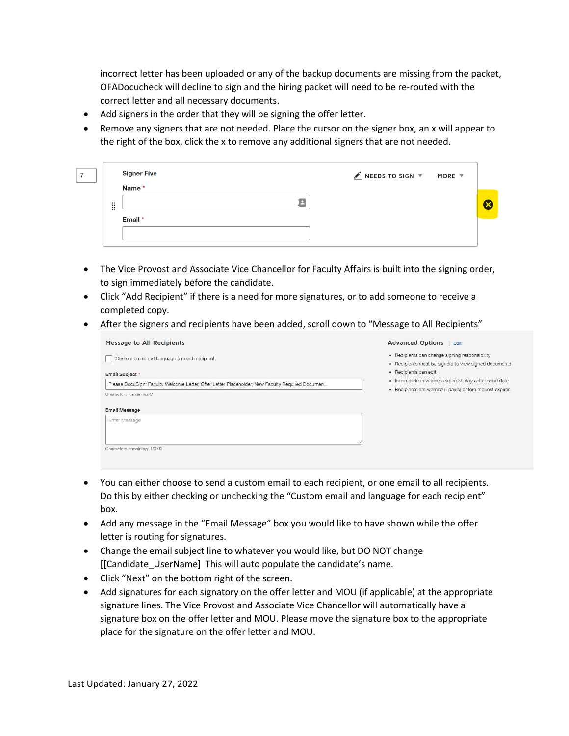incorrect letter has been uploaded or any of the backup documents are missing from the packet, OFADocucheck will decline to sign and the hiring packet will need to be re-routed with the correct letter and all necessary documents.

- Add signers in the order that they will be signing the offer letter.
- Remove any signers that are not needed. Place the cursor on the signer box, an x will appear to the right of the box, click the x to remove any additional signers that are not needed.

- The Vice Provost and Associate Vice Chancellor for Faculty Affairs is built into the signing order, to sign immediately before the candidate.
- Click "Add Recipient" if there is a need for more signatures, or to add someone to receive a completed copy.
- After the signers and recipients have been added, scroll down to "Message to All Recipients"

- You can either choose to send a custom email to each recipient, or one email to all recipients. Do this by either checking or unchecking the "Custom email and language for each recipient" box.
- Add any message in the "Email Message" box you would like to have shown while the offer letter is routing for signatures.
- Change the email subject line to whatever you would like, but DO NOT change [[Candidate_UserName] This will auto populate the candidate's name.
- Click "Next" on the bottom right of the screen.
- Add signatures for each signatory on the offer letter and MOU (if applicable) at the appropriate signature lines. The Vice Provost and Associate Vice Chancellor will automatically have a signature box on the offer letter and MOU. Please move the signature box to the appropriate place for the signature on the offer letter and MOU.

Last Updated: January 27, 2022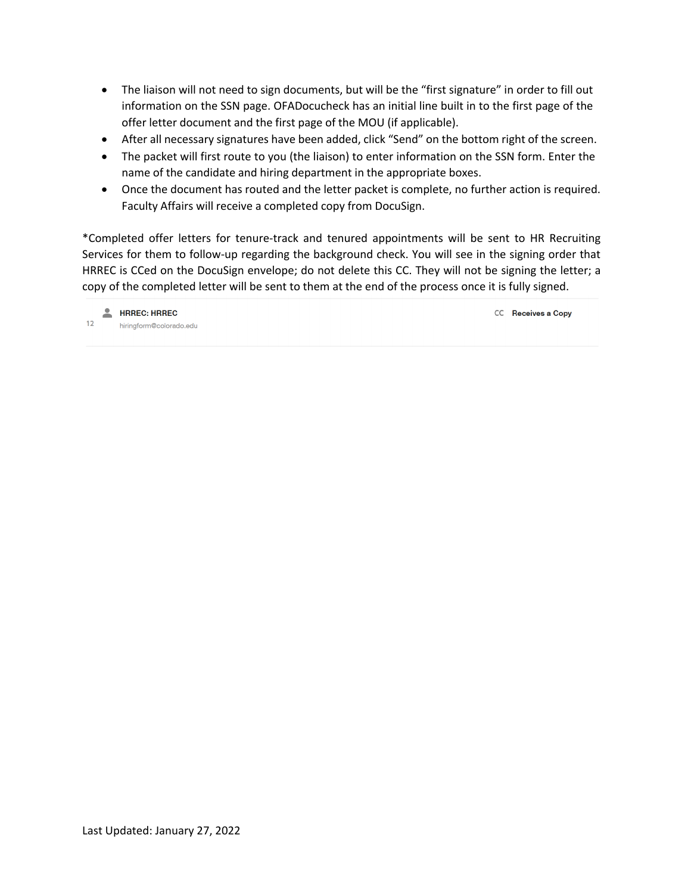- The liaison will not need to sign documents, but will be the "first signature" in order to fill out information on the SSN page. OFADocucheck has an initial line built in to the first page of the offer letter document and the first page of the MOU (if applicable).
- After all necessary signatures have been added, click "Send" on the bottom right of the screen.
- The packet will first route to you (the liaison) to enter information on the SSN form. Enter the name of the candidate and hiring department in the appropriate boxes.
- Once the document has routed and the letter packet is complete, no further action is required. Faculty Affairs will receive a completed copy from DocuSign.

*Completed offer letters for tenure-track and tenured appointments will be sent to HR Recruiting Services for them to follow-up regarding the background check. You will see in the signing order that HRREC is CCed on the DocuSign envelope; do not delete this CC. They will not be signing the letter; a copy of the completed letter will be sent to them at the end of the process once it is fully signed.

12 **HRREC: HRREC**
hiringform@colorado.edu
CC **Receives a Copy**

Last Updated: January 27, 2022